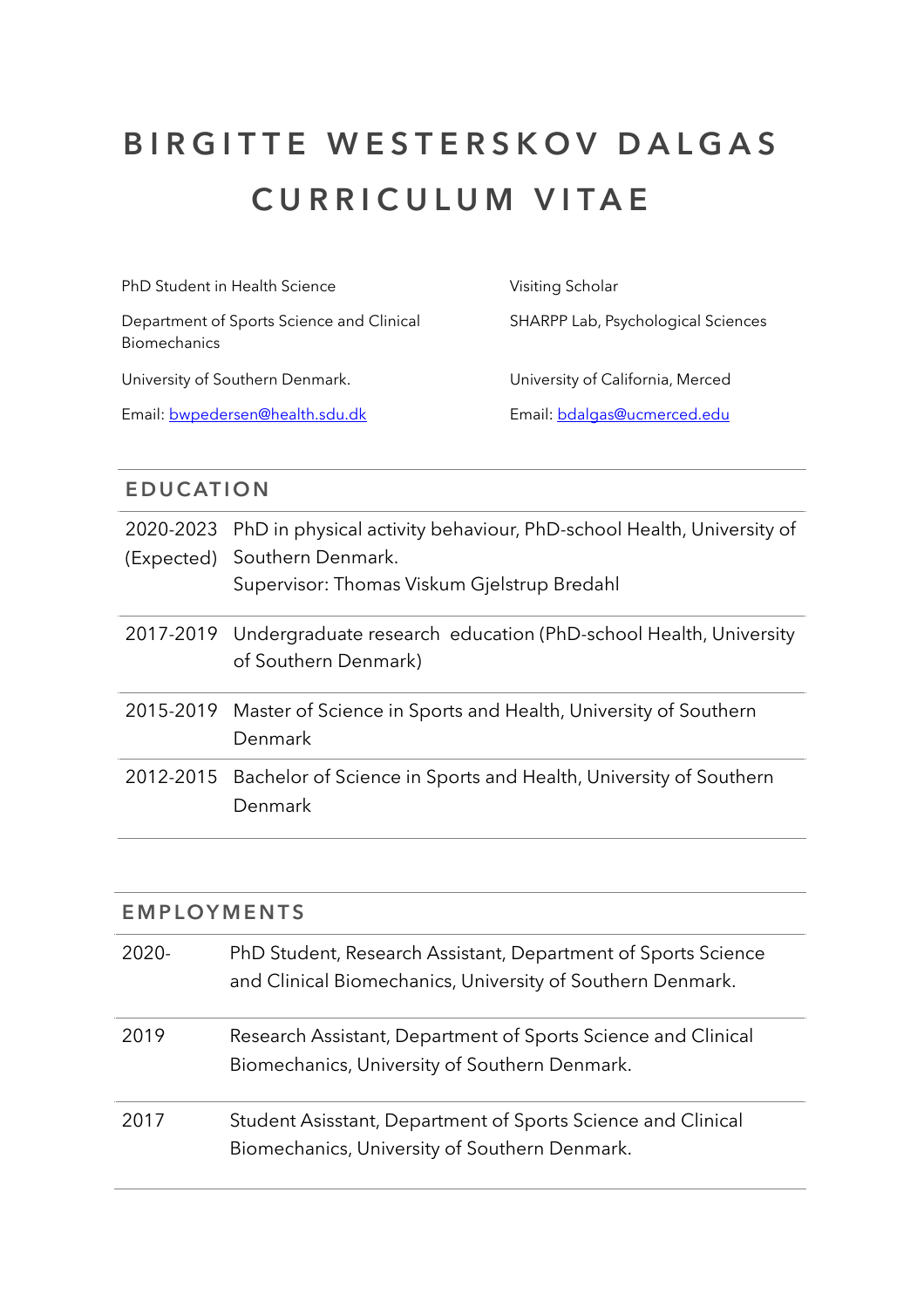# BIRGITTE WESTERSKOV DALGAS CURRICULUM VITAE

PhD Student in Health Science

Department of Sports Science and Clinical Biomechanics

University of Southern Denmark.

Email: bwpedersen@health.sdu.dk

Visiting Scholar

SHARPP Lab, Psychological Sciences

University of California, Merced

Email: bdalgas@ucmerced.edu

## EDUCATION

| | |
|---|---|
| 2020-2023 (Expected) | PhD in physical activity behaviour, PhD-school Health, University of Southern Denmark.<br>Supervisor: Thomas Viskum Gjelstrup Bredahl |
| 2017-2019 | Undergraduate research  education (PhD-school Health, University of Southern Denmark) |
| 2015-2019 | Master of Science in Sports and Health, University of Southern Denmark |
| 2012-2015 | Bachelor of Science in Sports and Health, University of Southern Denmark |

## EMPLOYMENTS

| | |
|---|---|
| 2020- | PhD Student, Research Assistant, Department of Sports Science and Clinical Biomechanics, University of Southern Denmark. |
| 2019 | Research Assistant, Department of Sports Science and Clinical Biomechanics, University of Southern Denmark. |
| 2017 | Student Asisstant, Department of Sports Science and Clinical Biomechanics, University of Southern Denmark. |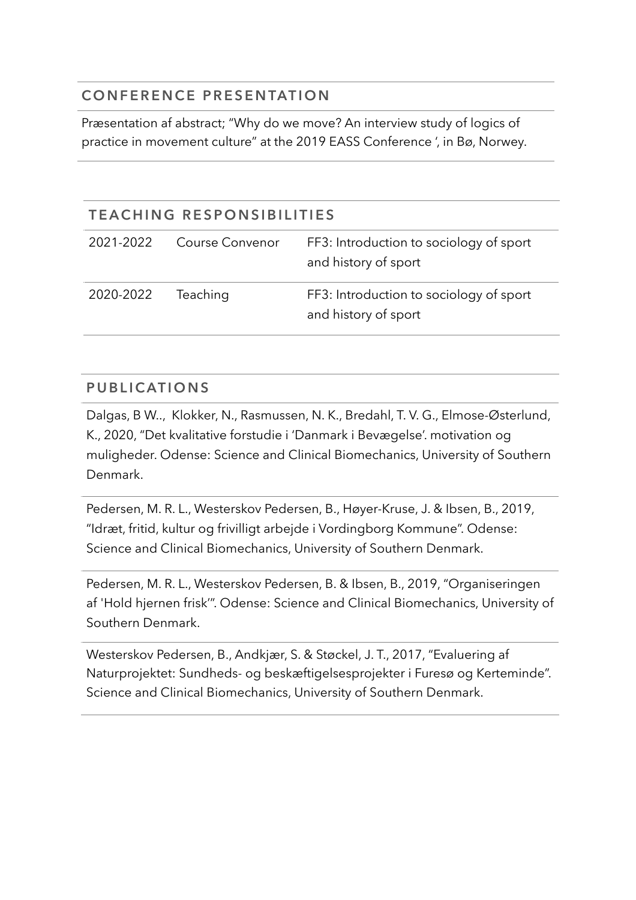## CONFERENCE PRESENTATION

Præsentation af abstract; "Why do we move? An interview study of logics of practice in movement culture" at the 2019 EASS Conference ', in Bø, Norwey.

## TEACHING RESPONSIBILITIES

| | | |
|---|---|---|
| 2021-2022 | Course Convenor | FF3: Introduction to sociology of sport and history of sport |
| 2020-2022 | Teaching | FF3: Introduction to sociology of sport and history of sport |

## PUBLICATIONS

Dalgas, B W.., Klokker, N., Rasmussen, N. K., Bredahl, T. V. G., Elmose-Østerlund, K., 2020, "Det kvalitative forstudie i 'Danmark i Bevægelse'. motivation og muligheder. Odense: Science and Clinical Biomechanics, University of Southern Denmark.

Pedersen, M. R. L., Westerskov Pedersen, B., Høyer-Kruse, J. & Ibsen, B., 2019, "Idræt, fritid, kultur og frivilligt arbejde i Vordingborg Kommune". Odense: Science and Clinical Biomechanics, University of Southern Denmark.

Pedersen, M. R. L., Westerskov Pedersen, B. & Ibsen, B., 2019, "Organiseringen af 'Hold hjernen frisk'". Odense: Science and Clinical Biomechanics, University of Southern Denmark.

Westerskov Pedersen, B., Andkjær, S. & Støckel, J. T., 2017, "Evaluering af Naturprojektet: Sundheds- og beskæftigelsesprojekter i Furesø og Kerteminde". Science and Clinical Biomechanics, University of Southern Denmark.